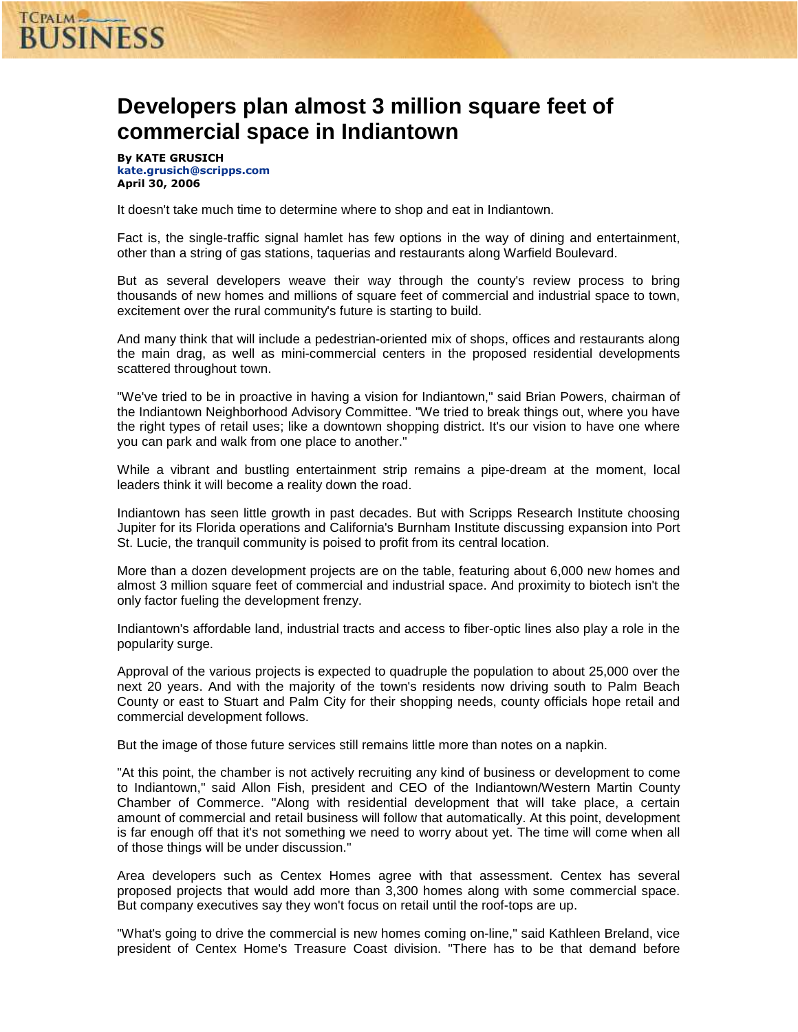# Developers plan almost 3 million square feet of commercial space in Indiantown

**By KATE GRUSICH**
**kate.grusich@scripps.com**
**April 30, 2006**

It doesn't take much time to determine where to shop and eat in Indiantown.

Fact is, the single-traffic signal hamlet has few options in the way of dining and entertainment, other than a string of gas stations, taquerias and restaurants along Warfield Boulevard.

But as several developers weave their way through the county's review process to bring thousands of new homes and millions of square feet of commercial and industrial space to town, excitement over the rural community's future is starting to build.

And many think that will include a pedestrian-oriented mix of shops, offices and restaurants along the main drag, as well as mini-commercial centers in the proposed residential developments scattered throughout town.

"We've tried to be in proactive in having a vision for Indiantown," said Brian Powers, chairman of the Indiantown Neighborhood Advisory Committee. "We tried to break things out, where you have the right types of retail uses; like a downtown shopping district. It's our vision to have one where you can park and walk from one place to another."

While a vibrant and bustling entertainment strip remains a pipe-dream at the moment, local leaders think it will become a reality down the road.

Indiantown has seen little growth in past decades. But with Scripps Research Institute choosing Jupiter for its Florida operations and California's Burnham Institute discussing expansion into Port St. Lucie, the tranquil community is poised to profit from its central location.

More than a dozen development projects are on the table, featuring about 6,000 new homes and almost 3 million square feet of commercial and industrial space. And proximity to biotech isn't the only factor fueling the development frenzy.

Indiantown's affordable land, industrial tracts and access to fiber-optic lines also play a role in the popularity surge.

Approval of the various projects is expected to quadruple the population to about 25,000 over the next 20 years. And with the majority of the town's residents now driving south to Palm Beach County or east to Stuart and Palm City for their shopping needs, county officials hope retail and commercial development follows.

But the image of those future services still remains little more than notes on a napkin.

"At this point, the chamber is not actively recruiting any kind of business or development to come to Indiantown," said Allon Fish, president and CEO of the Indiantown/Western Martin County Chamber of Commerce. "Along with residential development that will take place, a certain amount of commercial and retail business will follow that automatically. At this point, development is far enough off that it's not something we need to worry about yet. The time will come when all of those things will be under discussion."

Area developers such as Centex Homes agree with that assessment. Centex has several proposed projects that would add more than 3,300 homes along with some commercial space. But company executives say they won't focus on retail until the roof-tops are up.

"What's going to drive the commercial is new homes coming on-line," said Kathleen Breland, vice president of Centex Home's Treasure Coast division. "There has to be that demand before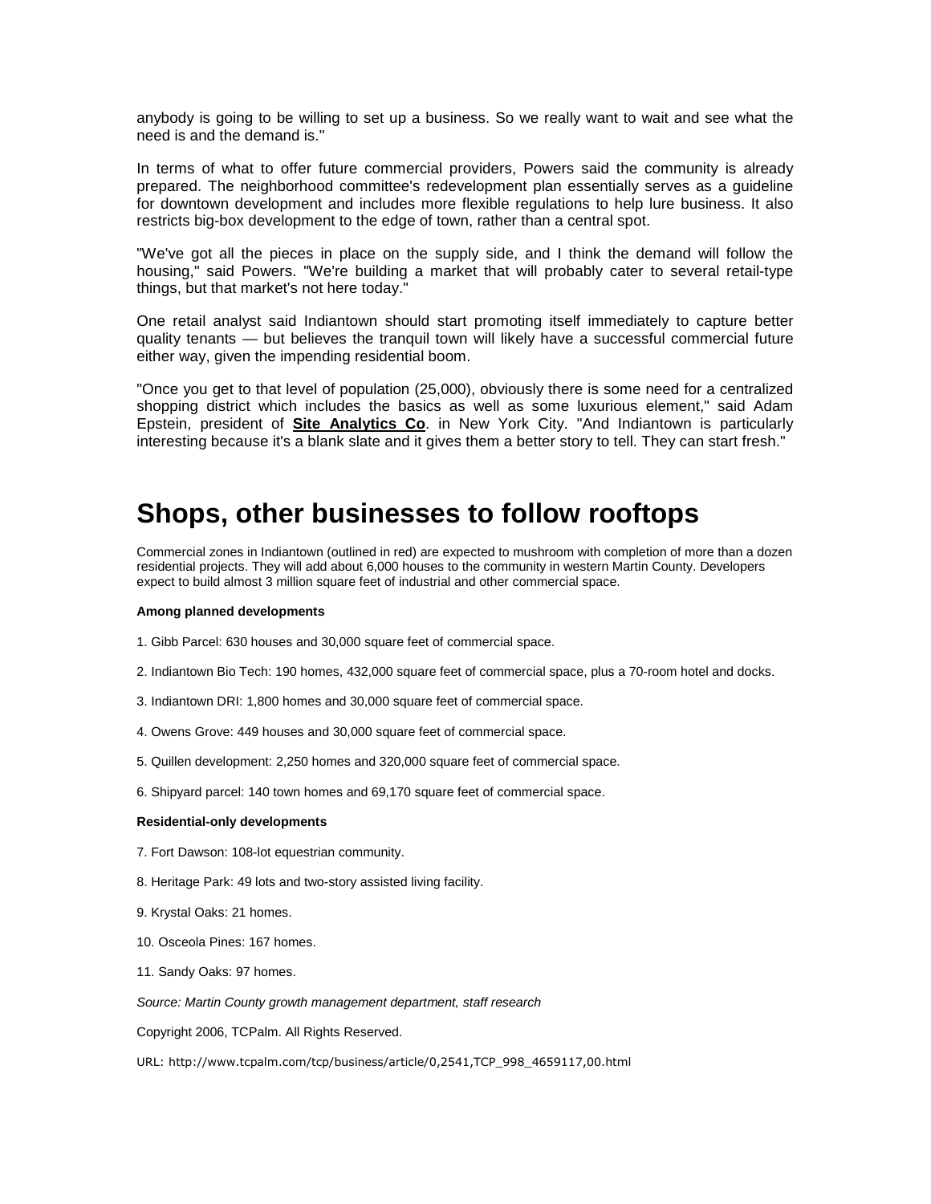anybody is going to be willing to set up a business. So we really want to wait and see what the need is and the demand is."

In terms of what to offer future commercial providers, Powers said the community is already prepared. The neighborhood committee's redevelopment plan essentially serves as a guideline for downtown development and includes more flexible regulations to help lure business. It also restricts big-box development to the edge of town, rather than a central spot.

"We've got all the pieces in place on the supply side, and I think the demand will follow the housing," said Powers. "We're building a market that will probably cater to several retail-type things, but that market's not here today."

One retail analyst said Indiantown should start promoting itself immediately to capture better quality tenants — but believes the tranquil town will likely have a successful commercial future either way, given the impending residential boom.

"Once you get to that level of population (25,000), obviously there is some need for a centralized shopping district which includes the basics as well as some luxurious element," said Adam Epstein, president of **Site Analytics Co**. in New York City. "And Indiantown is particularly interesting because it's a blank slate and it gives them a better story to tell. They can start fresh."

# Shops, other businesses to follow rooftops

Commercial zones in Indiantown (outlined in red) are expected to mushroom with completion of more than a dozen residential projects. They will add about 6,000 houses to the community in western Martin County. Developers expect to build almost 3 million square feet of industrial and other commercial space.

**Among planned developments**

1. Gibb Parcel: 630 houses and 30,000 square feet of commercial space.
2. Indiantown Bio Tech: 190 homes, 432,000 square feet of commercial space, plus a 70-room hotel and docks.
3. Indiantown DRI: 1,800 homes and 30,000 square feet of commercial space.
4. Owens Grove: 449 houses and 30,000 square feet of commercial space.
5. Quillen development: 2,250 homes and 320,000 square feet of commercial space.
6. Shipyard parcel: 140 town homes and 69,170 square feet of commercial space.

**Residential-only developments**

7. Fort Dawson: 108-lot equestrian community.
8. Heritage Park: 49 lots and two-story assisted living facility.
9. Krystal Oaks: 21 homes.
10. Osceola Pines: 167 homes.
11. Sandy Oaks: 97 homes.

*Source: Martin County growth management department, staff research*

Copyright 2006, TCPalm. All Rights Reserved.

URL: http://www.tcpalm.com/tcp/business/article/0,2541,TCP_998_4659117,00.html